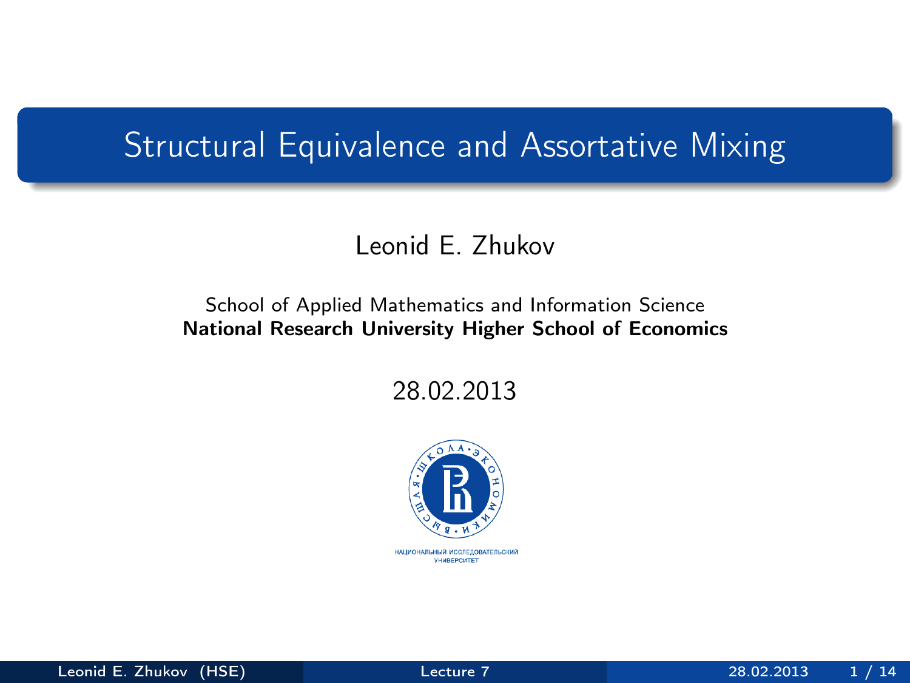# Structural Equivalence and Assortative Mixing

Leonid E. Zhukov

School of Applied Mathematics and Information Science
**National Research University Higher School of Economics**

28.02.2013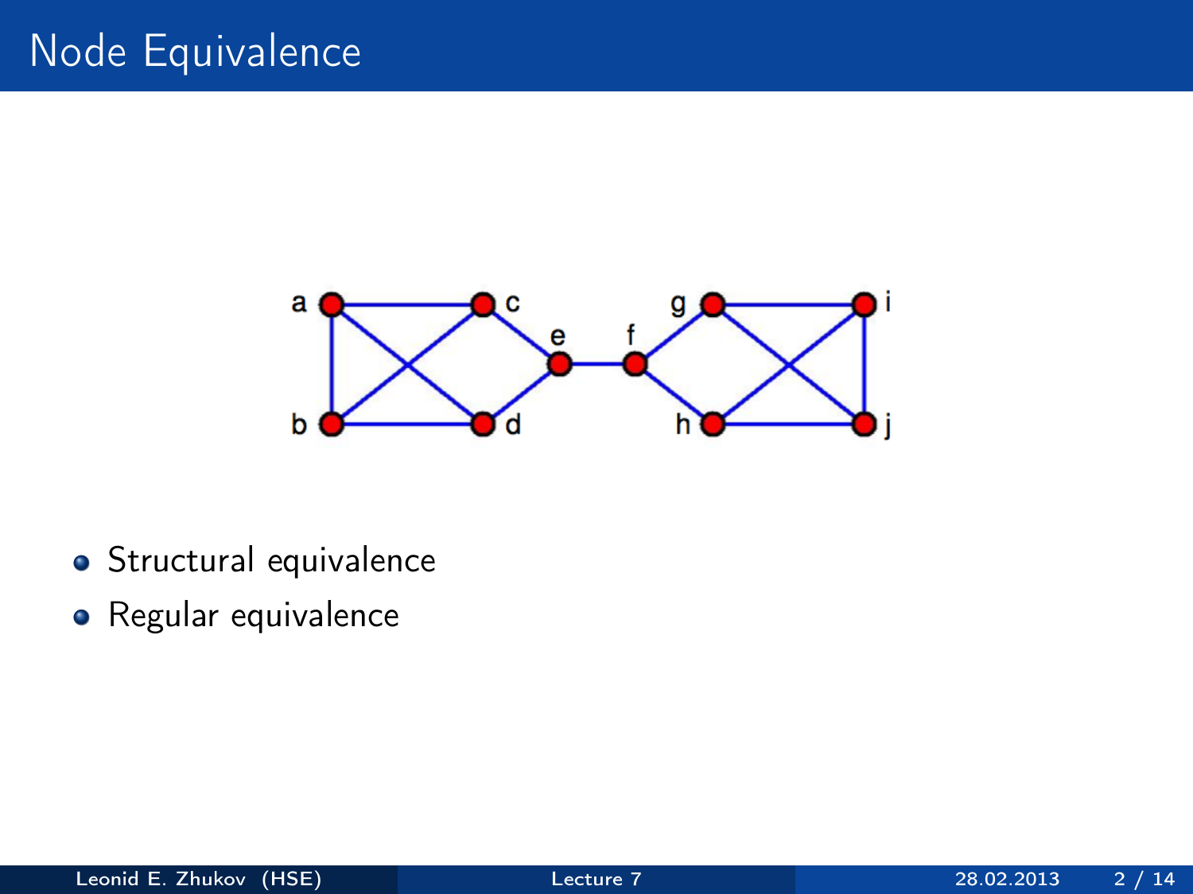# Node Equivalence

- Structural equivalence
- Regular equivalence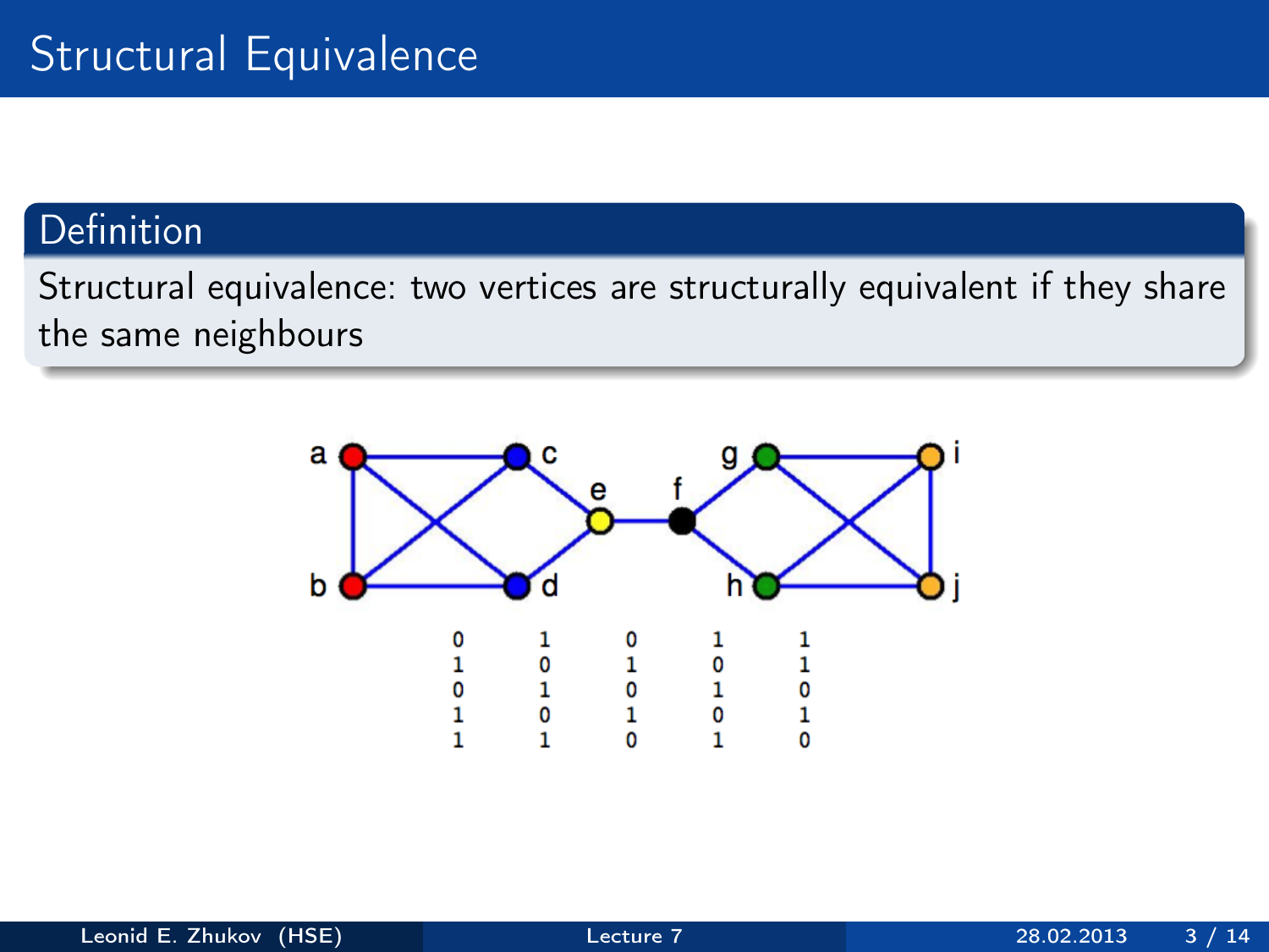# Structural Equivalence

## Definition

Structural equivalence: two vertices are structurally equivalent if they share the same neighbours

```
0    1    0    1    1
1    0    1    0    1
0    1    0    1    0
1    0    1    0    1
1    1    0    1    0
```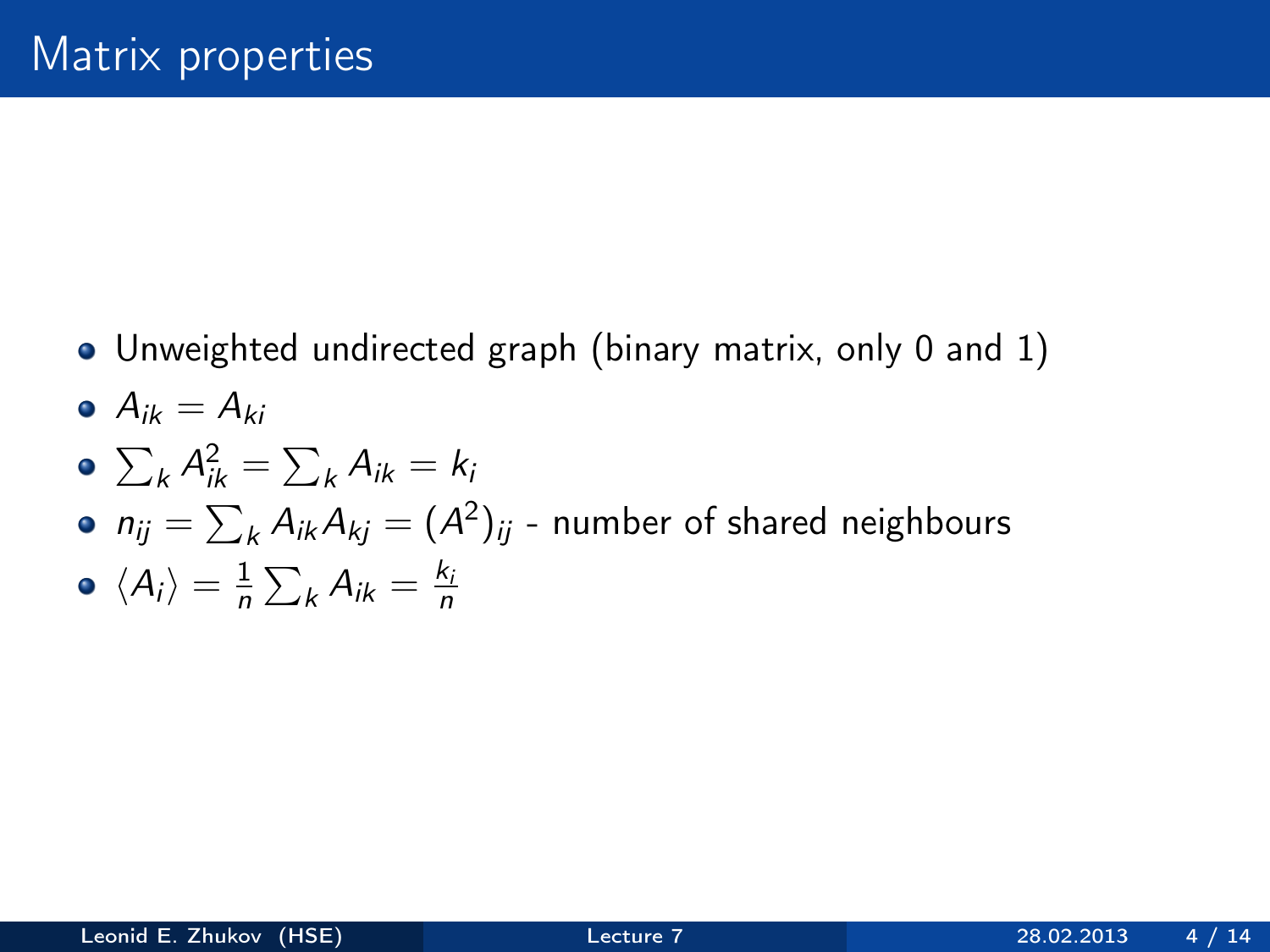# Matrix properties

- Unweighted undirected graph (binary matrix, only 0 and 1)
- $A_{ik} = A_{ki}$
- $\sum_k A_{ik}^2 = \sum_k A_{ik} = k_i$
- $n_{ij} = \sum_k A_{ik} A_{kj} = (A^2)_{ij}$ - number of shared neighbours
- $\langle A_i \rangle = \frac{1}{n} \sum_k A_{ik} = \frac{k_i}{n}$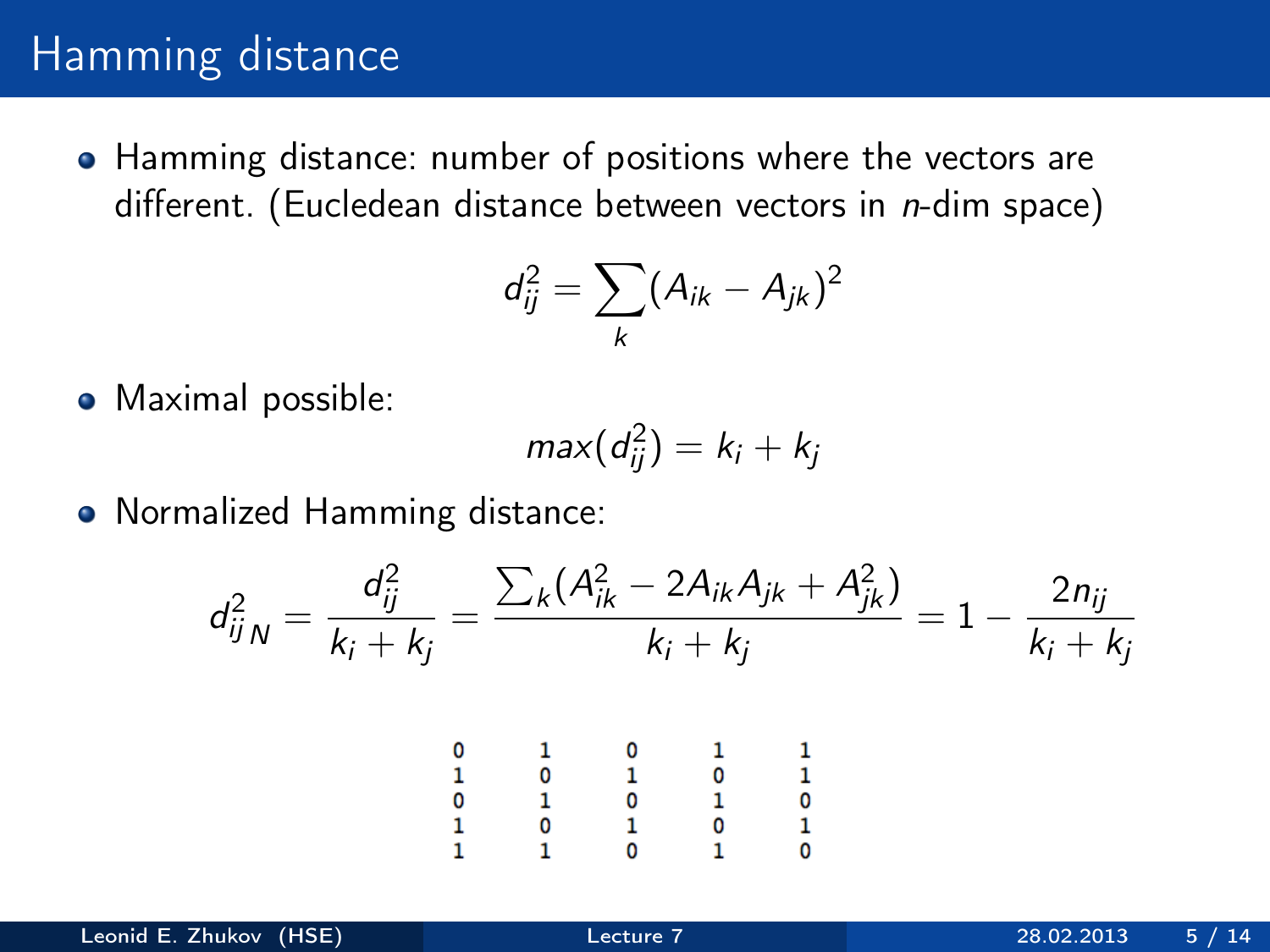# Hamming distance

- Hamming distance: number of positions where the vectors are different. (Eucledean distance between vectors in $n$-dim space)

$$d_{ij}^2 = \sum_k (A_{ik} - A_{jk})^2$$

- Maximal possible:

$$max(d_{ij}^2) = k_i + k_j$$

- Normalized Hamming distance:

$$d_{ij\,N}^2 = \frac{d_{ij}^2}{k_i + k_j} = \frac{\sum_k (A_{ik}^2 - 2A_{ik}A_{jk} + A_{jk}^2)}{k_i + k_j} = 1 - \frac{2n_{ij}}{k_i + k_j}$$

```
0   1   0   1   1
1   0   1   0   1
0   1   0   1   0
1   0   1   0   1
1   1   0   1   0
```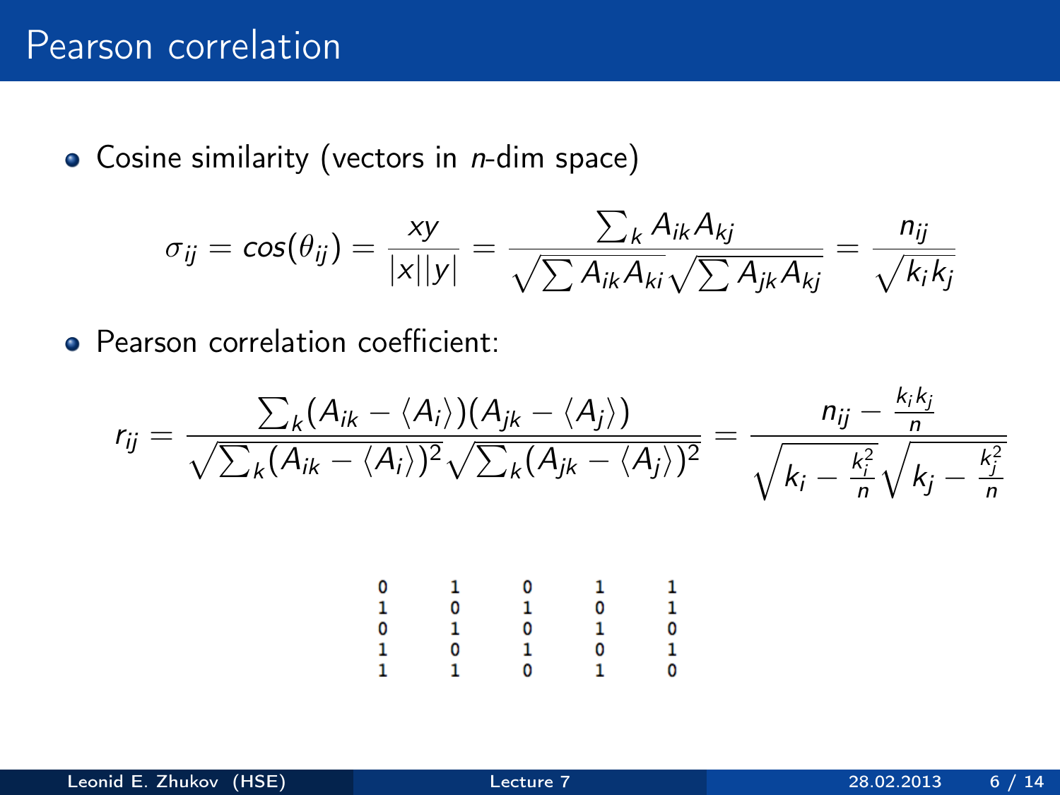# Pearson correlation

- Cosine similarity (vectors in *n*-dim space)

$$\sigma_{ij} = cos(\theta_{ij}) = \frac{xy}{|x||y|} = \frac{\sum_k A_{ik} A_{kj}}{\sqrt{\sum A_{ik} A_{ki}} \sqrt{\sum A_{jk} A_{kj}}} = \frac{n_{ij}}{\sqrt{k_i k_j}}$$

- Pearson correlation coefficient:

$$r_{ij} = \frac{\sum_k (A_{ik} - \langle A_i \rangle)(A_{jk} - \langle A_j \rangle)}{\sqrt{\sum_k (A_{ik} - \langle A_i \rangle)^2} \sqrt{\sum_k (A_{jk} - \langle A_j \rangle)^2}} = \frac{n_{ij} - \frac{k_i k_j}{n}}{\sqrt{k_i - \frac{k_i^2}{n}} \sqrt{k_j - \frac{k_j^2}{n}}}$$

```
0   1   0   1   1
1   0   1   0   1
0   1   0   1   0
1   0   1   0   1
1   1   0   1   0
```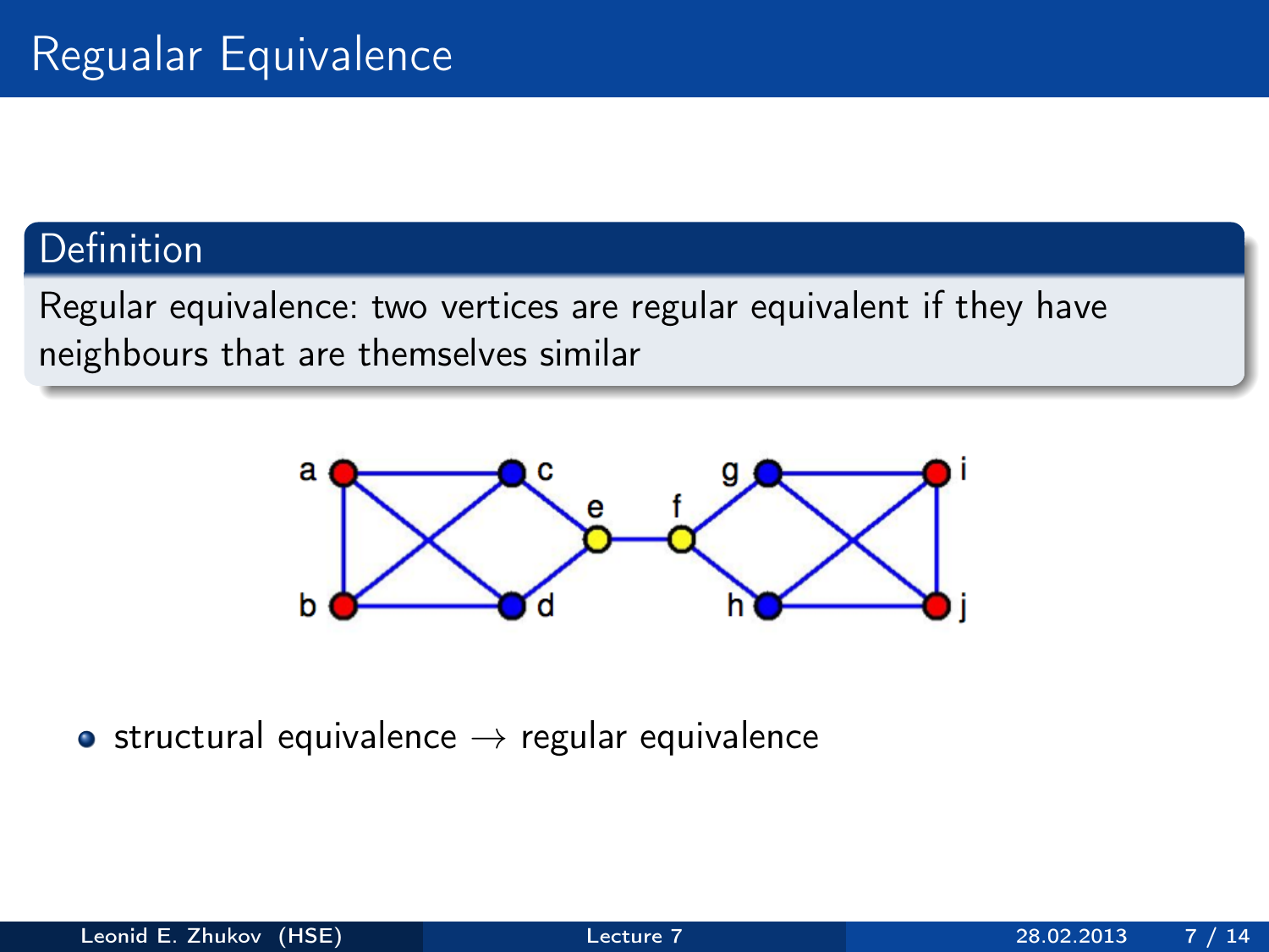# Regualar Equivalence

## Definition

Regular equivalence: two vertices are regular equivalent if they have neighbours that are themselves similar

- structural equivalence $\rightarrow$ regular equivalence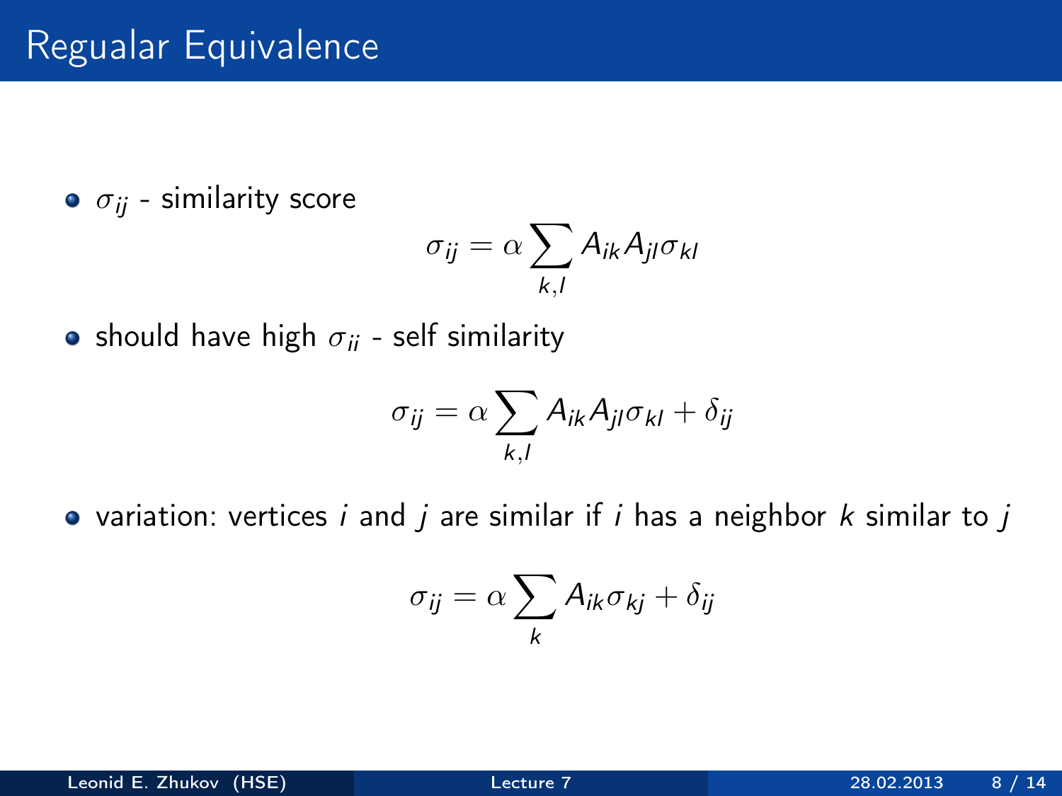# Regualar Equivalence

- $\sigma_{ij}$ - similarity score

$$\sigma_{ij} = \alpha \sum_{k,l} A_{ik} A_{jl} \sigma_{kl}$$

- should have high $\sigma_{ii}$ - self similarity

$$\sigma_{ij} = \alpha \sum_{k,l} A_{ik} A_{jl} \sigma_{kl} + \delta_{ij}$$

- variation: vertices $i$ and $j$ are similar if $i$ has a neighbor $k$ similar to $j$

$$\sigma_{ij} = \alpha \sum_{k} A_{ik} \sigma_{kj} + \delta_{ij}$$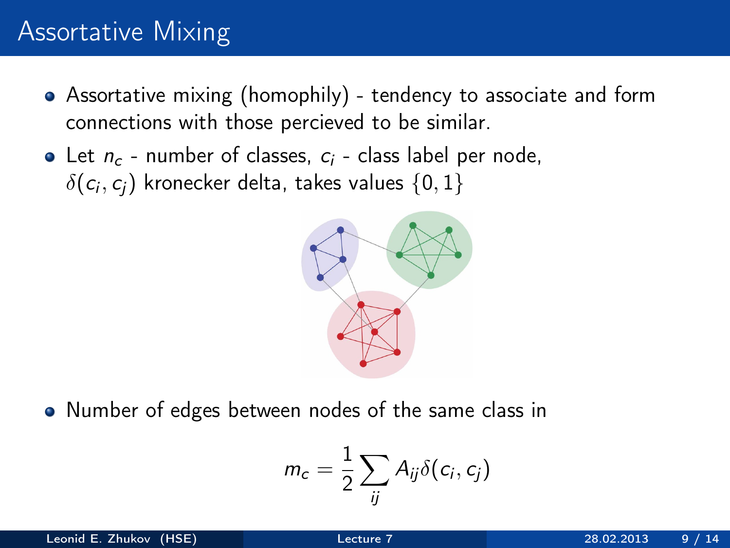# Assortative Mixing

- Assortative mixing (homophily) - tendency to associate and form connections with those percieved to be similar.
- Let $n_c$ - number of classes, $c_i$ - class label per node, $\delta(c_i, c_j)$ kronecker delta, takes values $\{0, 1\}$
- Number of edges between nodes of the same class in

$$m_c = \frac{1}{2} \sum_{ij} A_{ij} \delta(c_i, c_j)$$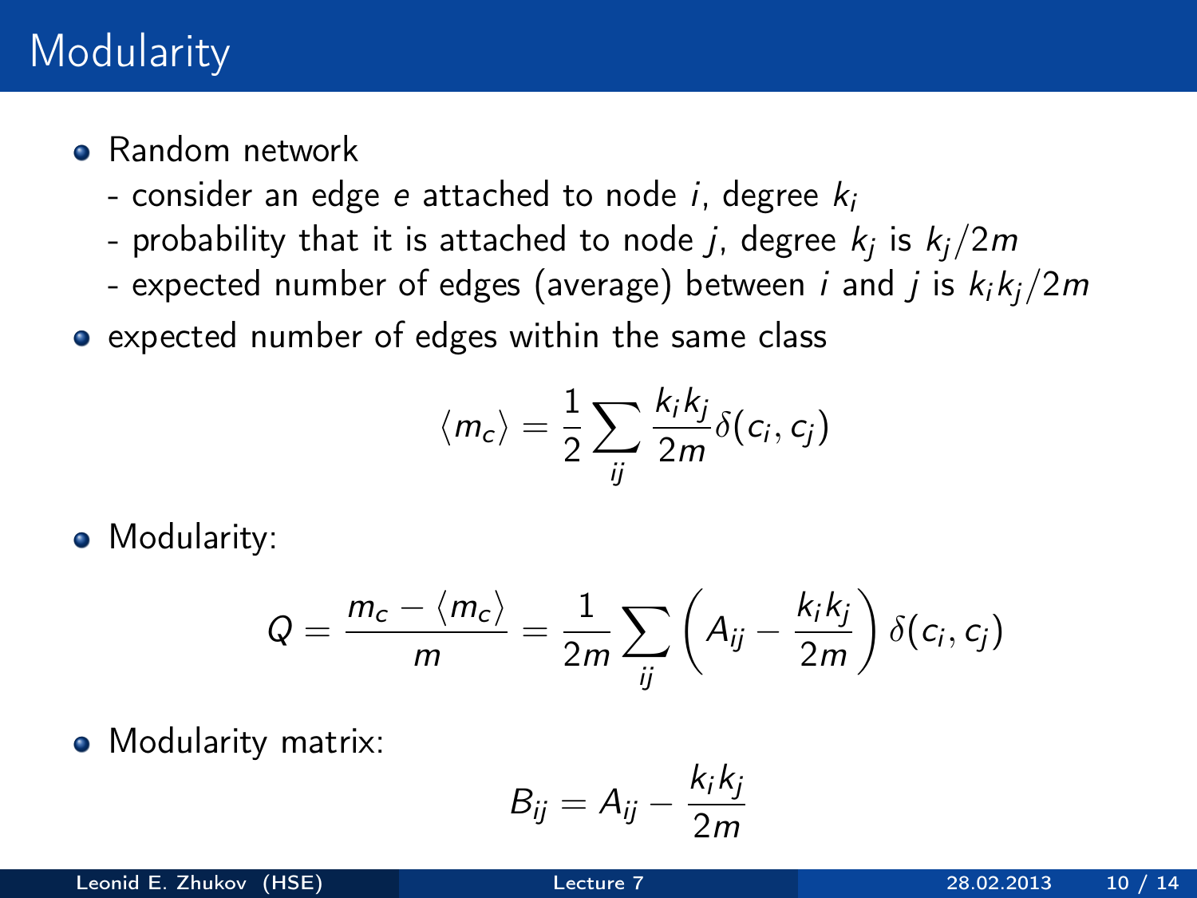# Modularity

- Random network
  - consider an edge $e$ attached to node $i$, degree $k_i$
  - probability that it is attached to node $j$, degree $k_j$ is $k_j/2m$
  - expected number of edges (average) between $i$ and $j$ is $k_i k_j/2m$
- expected number of edges within the same class

$$\langle m_c \rangle = \frac{1}{2} \sum_{ij} \frac{k_i k_j}{2m} \delta(c_i, c_j)$$

- Modularity:

$$Q = \frac{m_c - \langle m_c \rangle}{m} = \frac{1}{2m} \sum_{ij} \left( A_{ij} - \frac{k_i k_j}{2m} \right) \delta(c_i, c_j)$$

- Modularity matrix:

$$B_{ij} = A_{ij} - \frac{k_i k_j}{2m}$$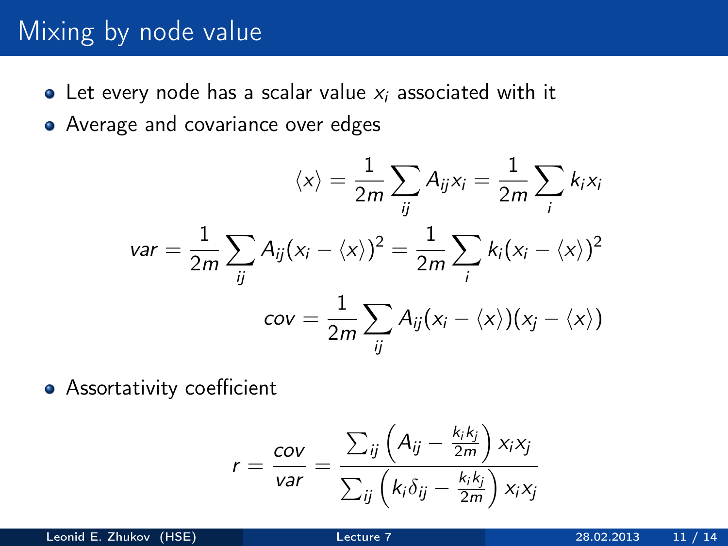# Mixing by node value

- Let every node has a scalar value $x_i$ associated with it
- Average and covariance over edges

$$\langle x \rangle = \frac{1}{2m} \sum_{ij} A_{ij} x_i = \frac{1}{2m} \sum_i k_i x_i$$

$$var = \frac{1}{2m} \sum_{ij} A_{ij} (x_i - \langle x \rangle)^2 = \frac{1}{2m} \sum_i k_i (x_i - \langle x \rangle)^2$$

$$cov = \frac{1}{2m} \sum_{ij} A_{ij} (x_i - \langle x \rangle)(x_j - \langle x \rangle)$$

- Assortativity coefficient

$$r = \frac{cov}{var} = \frac{\sum_{ij} \left( A_{ij} - \frac{k_i k_j}{2m} \right) x_i x_j}{\sum_{ij} \left( k_i \delta_{ij} - \frac{k_i k_j}{2m} \right) x_i x_j}$$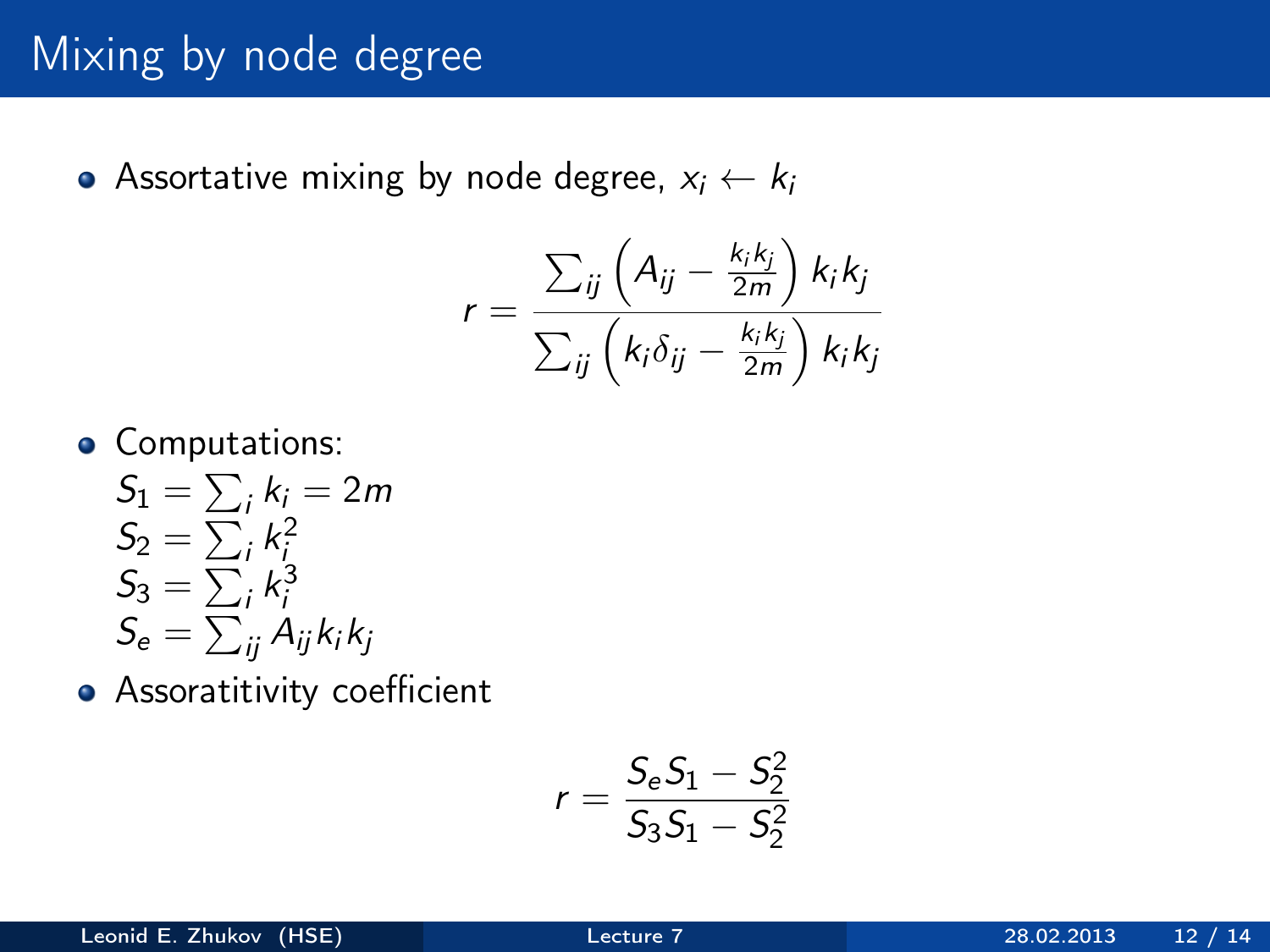# Mixing by node degree

- Assortative mixing by node degree, $x_i \leftarrow k_i$

$$r = \frac{\sum_{ij}\left(A_{ij} - \frac{k_i k_j}{2m}\right) k_i k_j}{\sum_{ij}\left(k_i \delta_{ij} - \frac{k_i k_j}{2m}\right) k_i k_j}$$

- Computations:

  $S_1 = \sum_i k_i = 2m$
  $S_2 = \sum_i k_i^2$
  $S_3 = \sum_i k_i^3$
  $S_e = \sum_{ij} A_{ij} k_i k_j$

- Assoratitivity coefficient

$$r = \frac{S_e S_1 - S_2^2}{S_3 S_1 - S_2^2}$$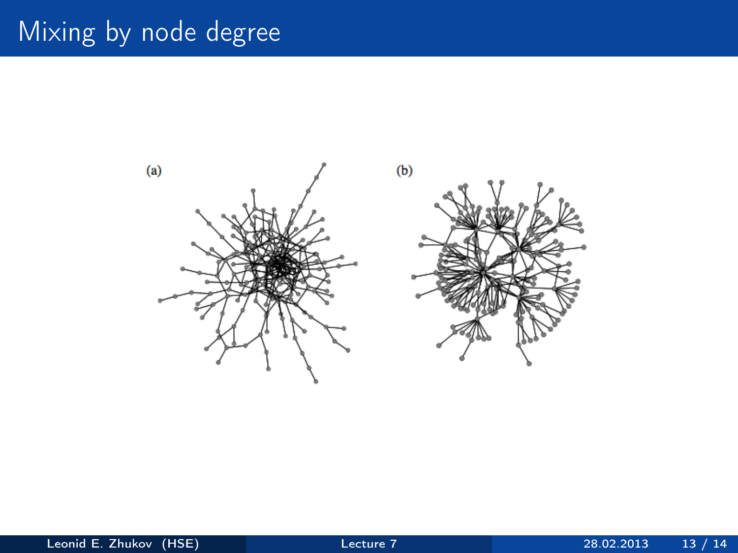# Mixing by node degree

(a)

(b)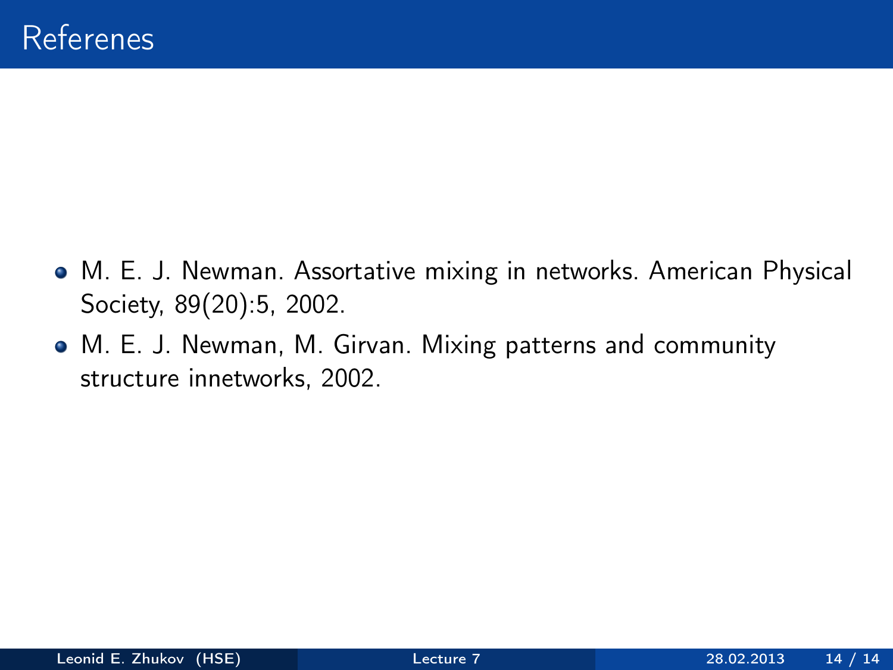# Referenes

- M. E. J. Newman. Assortative mixing in networks. American Physical Society, 89(20):5, 2002.
- M. E. J. Newman, M. Girvan. Mixing patterns and community structure innetworks, 2002.